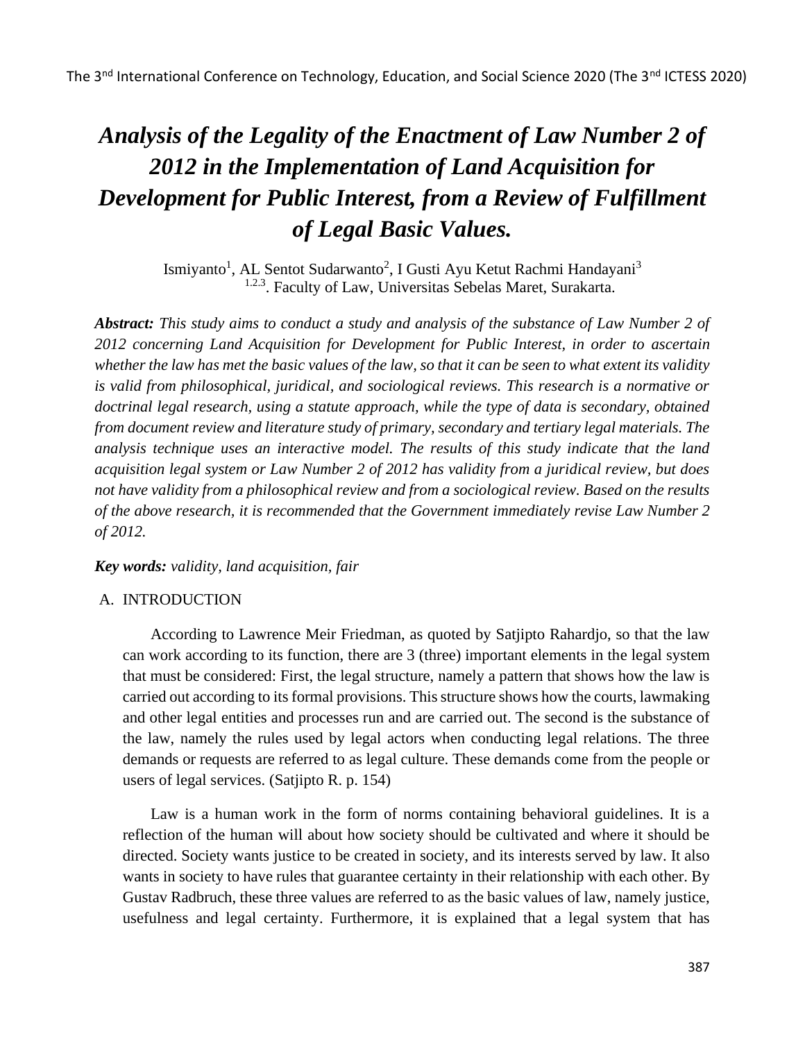# *Analysis of the Legality of the Enactment of Law Number 2 of 2012 in the Implementation of Land Acquisition for Development for Public Interest, from a Review of Fulfillment of Legal Basic Values.*

Ismiyanto[1], AL Sentot Sudarwanto[2], I Gusti Ayu Ketut Rachmi Handayani[3]

[1.2.3]. Faculty of Law, Universitas Sebelas Maret, Surakarta.

***Abstract:*** *This study aims to conduct a study and analysis of the substance of Law Number 2 of 2012 concerning Land Acquisition for Development for Public Interest, in order to ascertain whether the law has met the basic values of the law, so that it can be seen to what extent its validity is valid from philosophical, juridical, and sociological reviews. This research is a normative or doctrinal legal research, using a statute approach, while the type of data is secondary, obtained from document review and literature study of primary, secondary and tertiary legal materials. The analysis technique uses an interactive model. The results of this study indicate that the land acquisition legal system or Law Number 2 of 2012 has validity from a juridical review, but does not have validity from a philosophical review and from a sociological review. Based on the results of the above research, it is recommended that the Government immediately revise Law Number 2 of 2012.*

***Key words:*** *validity, land acquisition, fair*

## A. INTRODUCTION

According to Lawrence Meir Friedman, as quoted by Satjipto Rahardjo, so that the law can work according to its function, there are 3 (three) important elements in the legal system that must be considered: First, the legal structure, namely a pattern that shows how the law is carried out according to its formal provisions. This structure shows how the courts, lawmaking and other legal entities and processes run and are carried out. The second is the substance of the law, namely the rules used by legal actors when conducting legal relations. The three demands or requests are referred to as legal culture. These demands come from the people or users of legal services. (Satjipto R. p. 154)

Law is a human work in the form of norms containing behavioral guidelines. It is a reflection of the human will about how society should be cultivated and where it should be directed. Society wants justice to be created in society, and its interests served by law. It also wants in society to have rules that guarantee certainty in their relationship with each other. By Gustav Radbruch, these three values are referred to as the basic values of law, namely justice, usefulness and legal certainty. Furthermore, it is explained that a legal system that has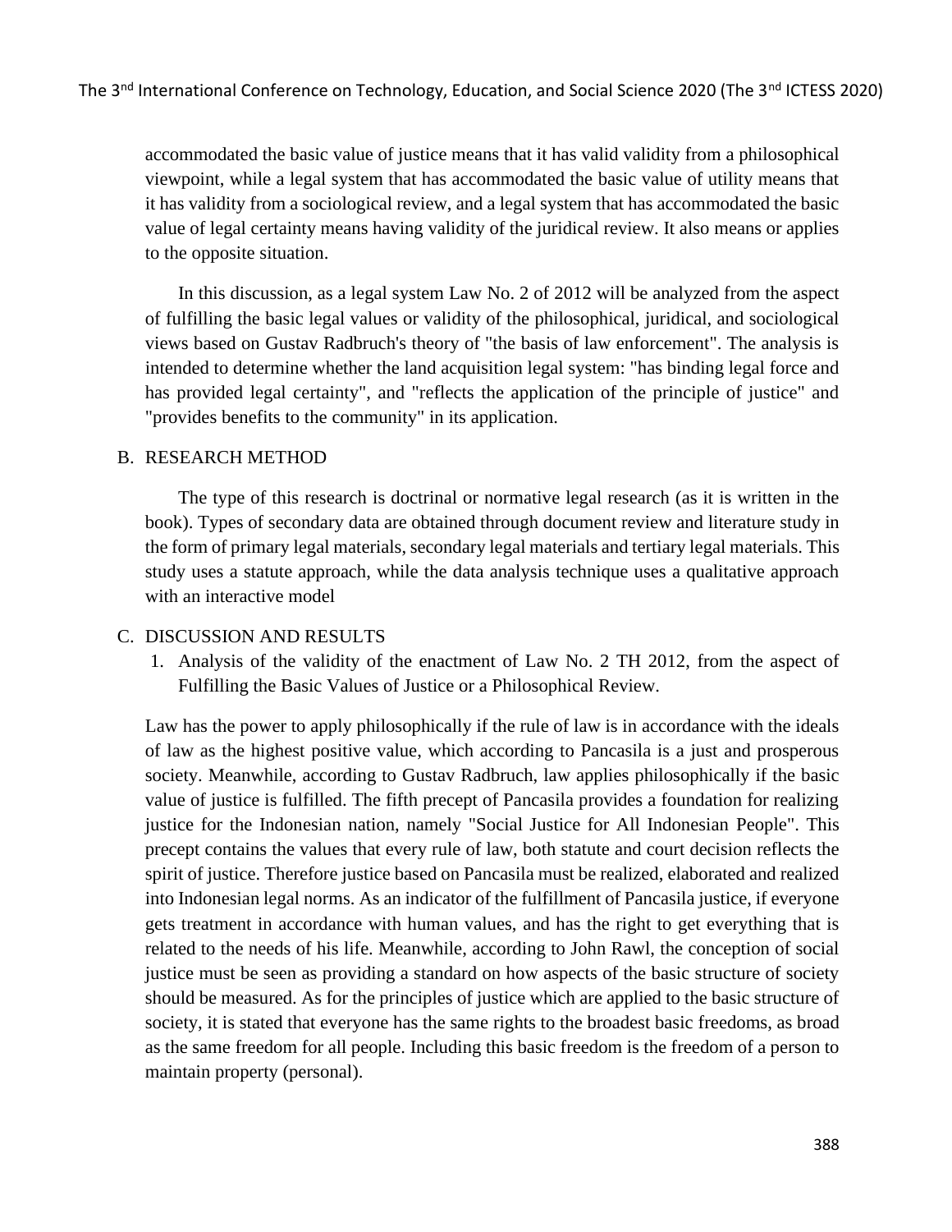accommodated the basic value of justice means that it has valid validity from a philosophical viewpoint, while a legal system that has accommodated the basic value of utility means that it has validity from a sociological review, and a legal system that has accommodated the basic value of legal certainty means having validity of the juridical review. It also means or applies to the opposite situation.

In this discussion, as a legal system Law No. 2 of 2012 will be analyzed from the aspect of fulfilling the basic legal values or validity of the philosophical, juridical, and sociological views based on Gustav Radbruch's theory of "the basis of law enforcement". The analysis is intended to determine whether the land acquisition legal system: "has binding legal force and has provided legal certainty", and "reflects the application of the principle of justice" and "provides benefits to the community" in its application.

## B. RESEARCH METHOD

The type of this research is doctrinal or normative legal research (as it is written in the book). Types of secondary data are obtained through document review and literature study in the form of primary legal materials, secondary legal materials and tertiary legal materials. This study uses a statute approach, while the data analysis technique uses a qualitative approach with an interactive model

## C. DISCUSSION AND RESULTS

### 1. Analysis of the validity of the enactment of Law No. 2 TH 2012, from the aspect of Fulfilling the Basic Values of Justice or a Philosophical Review.

Law has the power to apply philosophically if the rule of law is in accordance with the ideals of law as the highest positive value, which according to Pancasila is a just and prosperous society. Meanwhile, according to Gustav Radbruch, law applies philosophically if the basic value of justice is fulfilled. The fifth precept of Pancasila provides a foundation for realizing justice for the Indonesian nation, namely "Social Justice for All Indonesian People". This precept contains the values that every rule of law, both statute and court decision reflects the spirit of justice. Therefore justice based on Pancasila must be realized, elaborated and realized into Indonesian legal norms. As an indicator of the fulfillment of Pancasila justice, if everyone gets treatment in accordance with human values, and has the right to get everything that is related to the needs of his life. Meanwhile, according to John Rawl, the conception of social justice must be seen as providing a standard on how aspects of the basic structure of society should be measured. As for the principles of justice which are applied to the basic structure of society, it is stated that everyone has the same rights to the broadest basic freedoms, as broad as the same freedom for all people. Including this basic freedom is the freedom of a person to maintain property (personal).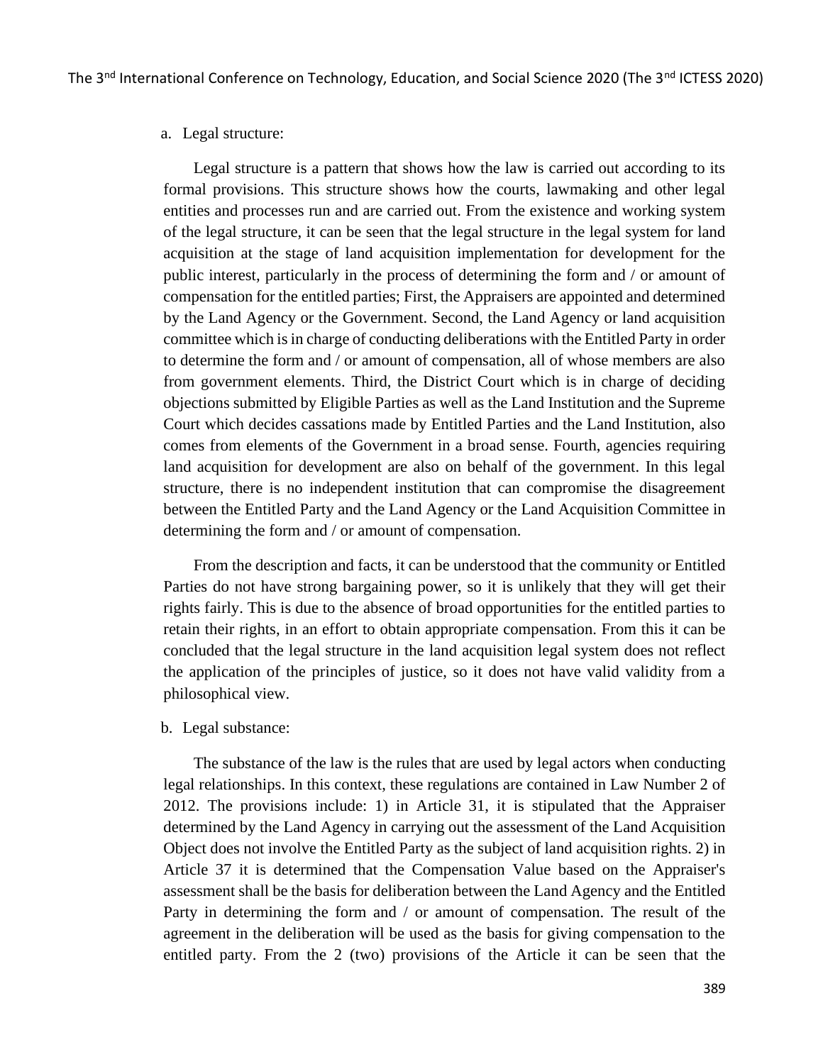a. Legal structure:

Legal structure is a pattern that shows how the law is carried out according to its formal provisions. This structure shows how the courts, lawmaking and other legal entities and processes run and are carried out. From the existence and working system of the legal structure, it can be seen that the legal structure in the legal system for land acquisition at the stage of land acquisition implementation for development for the public interest, particularly in the process of determining the form and / or amount of compensation for the entitled parties; First, the Appraisers are appointed and determined by the Land Agency or the Government. Second, the Land Agency or land acquisition committee which is in charge of conducting deliberations with the Entitled Party in order to determine the form and / or amount of compensation, all of whose members are also from government elements. Third, the District Court which is in charge of deciding objections submitted by Eligible Parties as well as the Land Institution and the Supreme Court which decides cassations made by Entitled Parties and the Land Institution, also comes from elements of the Government in a broad sense. Fourth, agencies requiring land acquisition for development are also on behalf of the government. In this legal structure, there is no independent institution that can compromise the disagreement between the Entitled Party and the Land Agency or the Land Acquisition Committee in determining the form and / or amount of compensation.

From the description and facts, it can be understood that the community or Entitled Parties do not have strong bargaining power, so it is unlikely that they will get their rights fairly. This is due to the absence of broad opportunities for the entitled parties to retain their rights, in an effort to obtain appropriate compensation. From this it can be concluded that the legal structure in the land acquisition legal system does not reflect the application of the principles of justice, so it does not have valid validity from a philosophical view.

b. Legal substance:

The substance of the law is the rules that are used by legal actors when conducting legal relationships. In this context, these regulations are contained in Law Number 2 of 2012. The provisions include: 1) in Article 31, it is stipulated that the Appraiser determined by the Land Agency in carrying out the assessment of the Land Acquisition Object does not involve the Entitled Party as the subject of land acquisition rights. 2) in Article 37 it is determined that the Compensation Value based on the Appraiser's assessment shall be the basis for deliberation between the Land Agency and the Entitled Party in determining the form and / or amount of compensation. The result of the agreement in the deliberation will be used as the basis for giving compensation to the entitled party. From the 2 (two) provisions of the Article it can be seen that the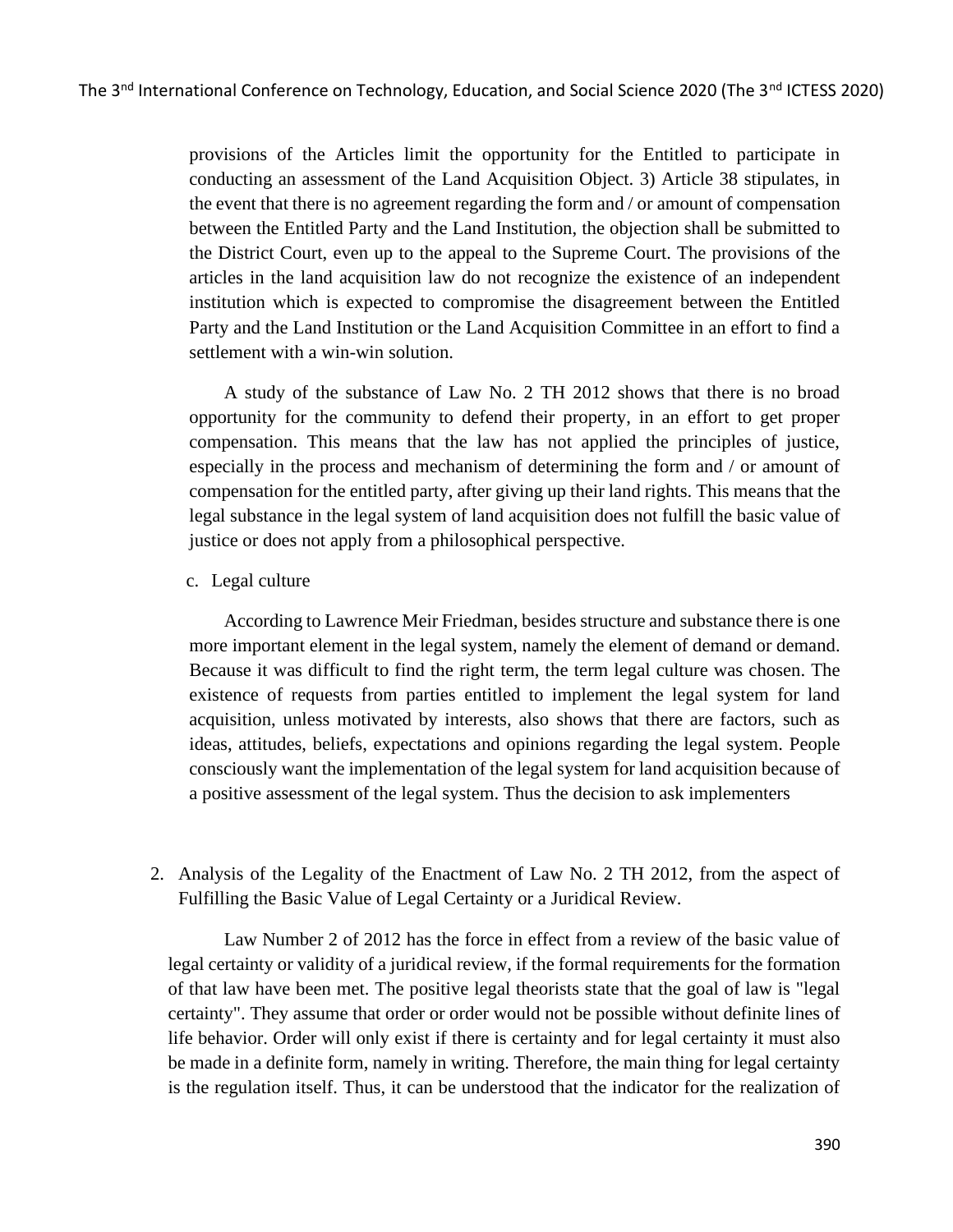provisions of the Articles limit the opportunity for the Entitled to participate in conducting an assessment of the Land Acquisition Object. 3) Article 38 stipulates, in the event that there is no agreement regarding the form and / or amount of compensation between the Entitled Party and the Land Institution, the objection shall be submitted to the District Court, even up to the appeal to the Supreme Court. The provisions of the articles in the land acquisition law do not recognize the existence of an independent institution which is expected to compromise the disagreement between the Entitled Party and the Land Institution or the Land Acquisition Committee in an effort to find a settlement with a win-win solution.

A study of the substance of Law No. 2 TH 2012 shows that there is no broad opportunity for the community to defend their property, in an effort to get proper compensation. This means that the law has not applied the principles of justice, especially in the process and mechanism of determining the form and / or amount of compensation for the entitled party, after giving up their land rights. This means that the legal substance in the legal system of land acquisition does not fulfill the basic value of justice or does not apply from a philosophical perspective.

c. Legal culture

According to Lawrence Meir Friedman, besides structure and substance there is one more important element in the legal system, namely the element of demand or demand. Because it was difficult to find the right term, the term legal culture was chosen. The existence of requests from parties entitled to implement the legal system for land acquisition, unless motivated by interests, also shows that there are factors, such as ideas, attitudes, beliefs, expectations and opinions regarding the legal system. People consciously want the implementation of the legal system for land acquisition because of a positive assessment of the legal system. Thus the decision to ask implementers

2. Analysis of the Legality of the Enactment of Law No. 2 TH 2012, from the aspect of Fulfilling the Basic Value of Legal Certainty or a Juridical Review.

Law Number 2 of 2012 has the force in effect from a review of the basic value of legal certainty or validity of a juridical review, if the formal requirements for the formation of that law have been met. The positive legal theorists state that the goal of law is "legal certainty". They assume that order or order would not be possible without definite lines of life behavior. Order will only exist if there is certainty and for legal certainty it must also be made in a definite form, namely in writing. Therefore, the main thing for legal certainty is the regulation itself. Thus, it can be understood that the indicator for the realization of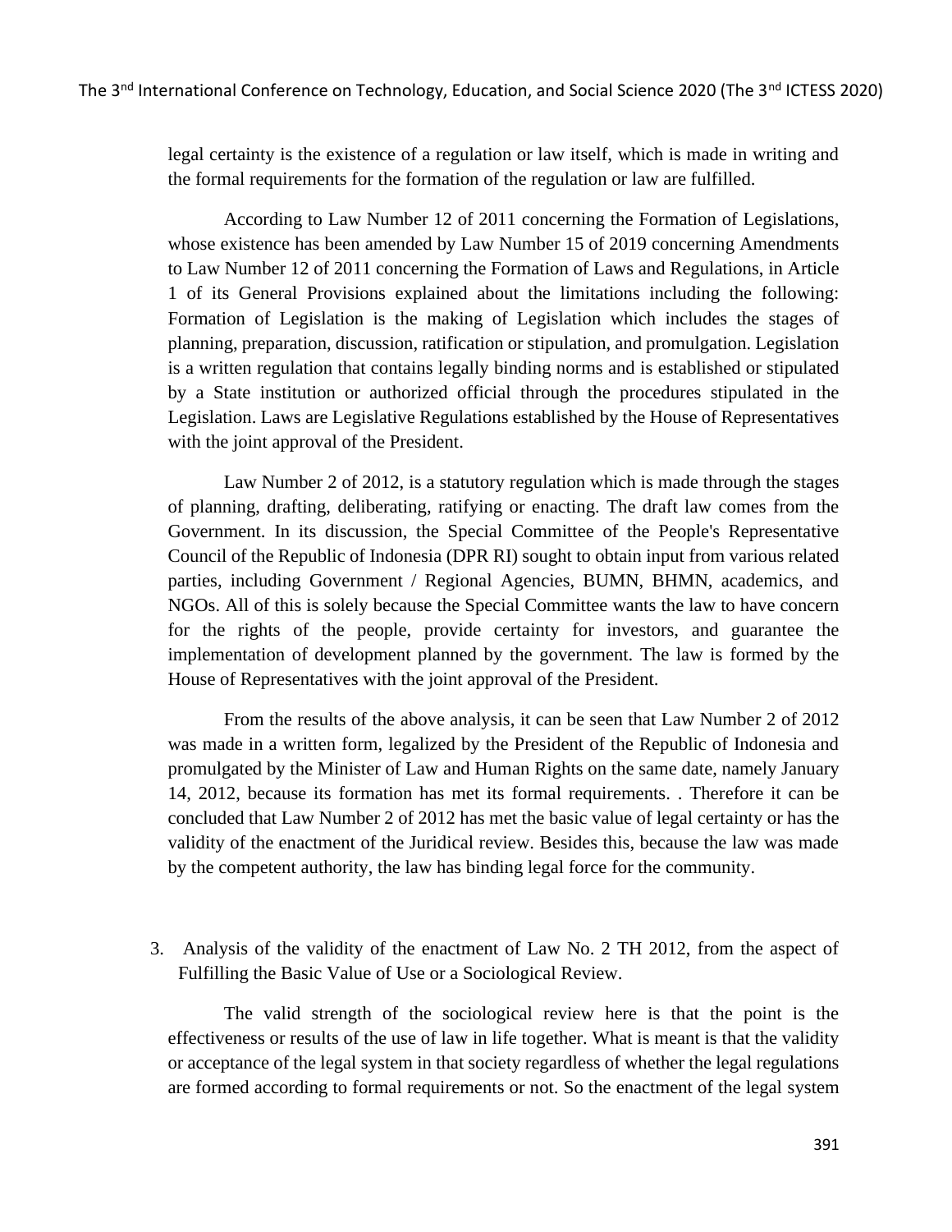legal certainty is the existence of a regulation or law itself, which is made in writing and the formal requirements for the formation of the regulation or law are fulfilled.

According to Law Number 12 of 2011 concerning the Formation of Legislations, whose existence has been amended by Law Number 15 of 2019 concerning Amendments to Law Number 12 of 2011 concerning the Formation of Laws and Regulations, in Article 1 of its General Provisions explained about the limitations including the following: Formation of Legislation is the making of Legislation which includes the stages of planning, preparation, discussion, ratification or stipulation, and promulgation. Legislation is a written regulation that contains legally binding norms and is established or stipulated by a State institution or authorized official through the procedures stipulated in the Legislation. Laws are Legislative Regulations established by the House of Representatives with the joint approval of the President.

Law Number 2 of 2012, is a statutory regulation which is made through the stages of planning, drafting, deliberating, ratifying or enacting. The draft law comes from the Government. In its discussion, the Special Committee of the People's Representative Council of the Republic of Indonesia (DPR RI) sought to obtain input from various related parties, including Government / Regional Agencies, BUMN, BHMN, academics, and NGOs. All of this is solely because the Special Committee wants the law to have concern for the rights of the people, provide certainty for investors, and guarantee the implementation of development planned by the government. The law is formed by the House of Representatives with the joint approval of the President.

From the results of the above analysis, it can be seen that Law Number 2 of 2012 was made in a written form, legalized by the President of the Republic of Indonesia and promulgated by the Minister of Law and Human Rights on the same date, namely January 14, 2012, because its formation has met its formal requirements. . Therefore it can be concluded that Law Number 2 of 2012 has met the basic value of legal certainty or has the validity of the enactment of the Juridical review. Besides this, because the law was made by the competent authority, the law has binding legal force for the community.

3. Analysis of the validity of the enactment of Law No. 2 TH 2012, from the aspect of Fulfilling the Basic Value of Use or a Sociological Review.

The valid strength of the sociological review here is that the point is the effectiveness or results of the use of law in life together. What is meant is that the validity or acceptance of the legal system in that society regardless of whether the legal regulations are formed according to formal requirements or not. So the enactment of the legal system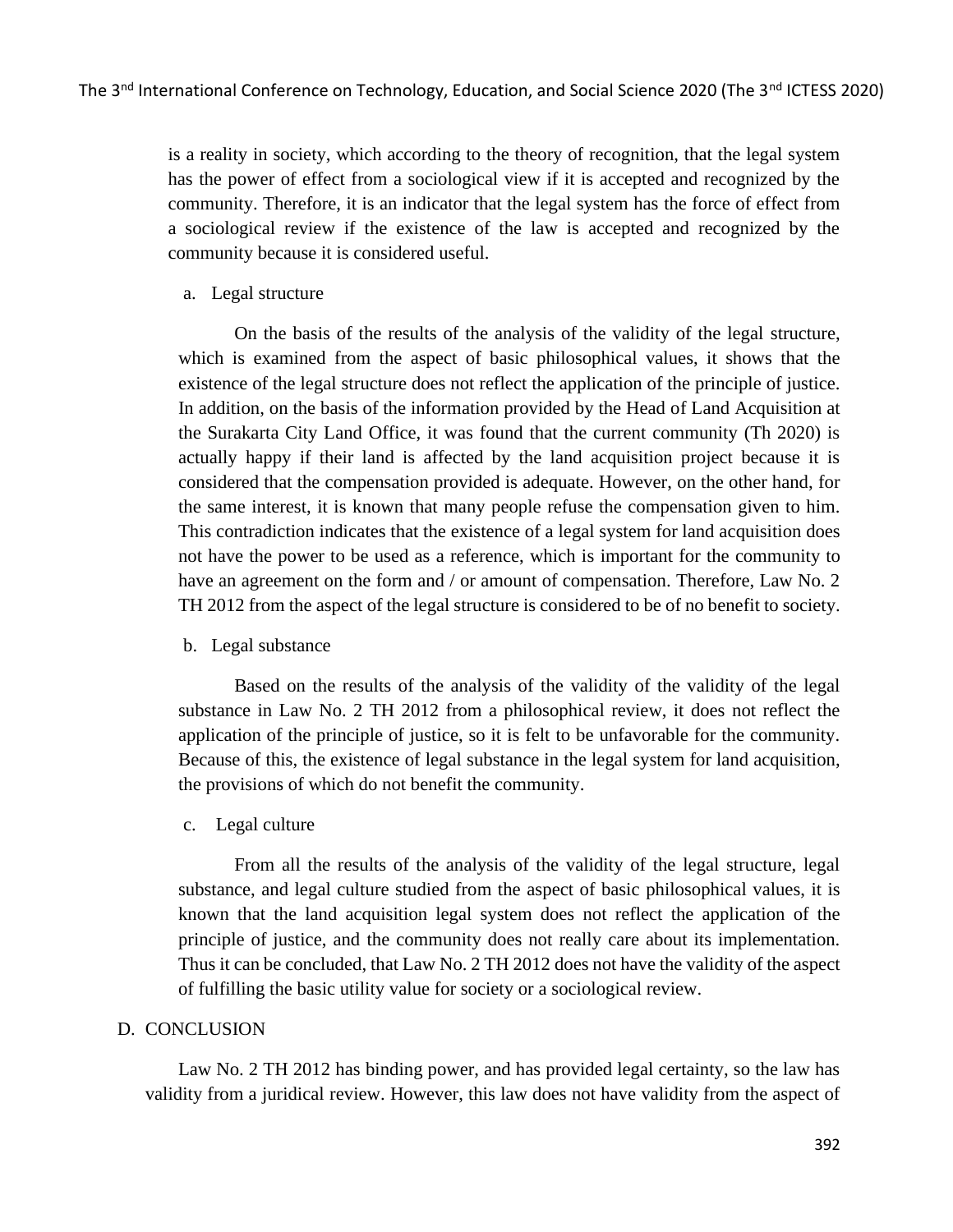is a reality in society, which according to the theory of recognition, that the legal system has the power of effect from a sociological view if it is accepted and recognized by the community. Therefore, it is an indicator that the legal system has the force of effect from a sociological review if the existence of the law is accepted and recognized by the community because it is considered useful.

a. Legal structure

On the basis of the results of the analysis of the validity of the legal structure, which is examined from the aspect of basic philosophical values, it shows that the existence of the legal structure does not reflect the application of the principle of justice. In addition, on the basis of the information provided by the Head of Land Acquisition at the Surakarta City Land Office, it was found that the current community (Th 2020) is actually happy if their land is affected by the land acquisition project because it is considered that the compensation provided is adequate. However, on the other hand, for the same interest, it is known that many people refuse the compensation given to him. This contradiction indicates that the existence of a legal system for land acquisition does not have the power to be used as a reference, which is important for the community to have an agreement on the form and / or amount of compensation. Therefore, Law No. 2 TH 2012 from the aspect of the legal structure is considered to be of no benefit to society.

b. Legal substance

Based on the results of the analysis of the validity of the validity of the legal substance in Law No. 2 TH 2012 from a philosophical review, it does not reflect the application of the principle of justice, so it is felt to be unfavorable for the community. Because of this, the existence of legal substance in the legal system for land acquisition, the provisions of which do not benefit the community.

c. Legal culture

From all the results of the analysis of the validity of the legal structure, legal substance, and legal culture studied from the aspect of basic philosophical values, it is known that the land acquisition legal system does not reflect the application of the principle of justice, and the community does not really care about its implementation. Thus it can be concluded, that Law No. 2 TH 2012 does not have the validity of the aspect of fulfilling the basic utility value for society or a sociological review.

## D. CONCLUSION

Law No. 2 TH 2012 has binding power, and has provided legal certainty, so the law has validity from a juridical review. However, this law does not have validity from the aspect of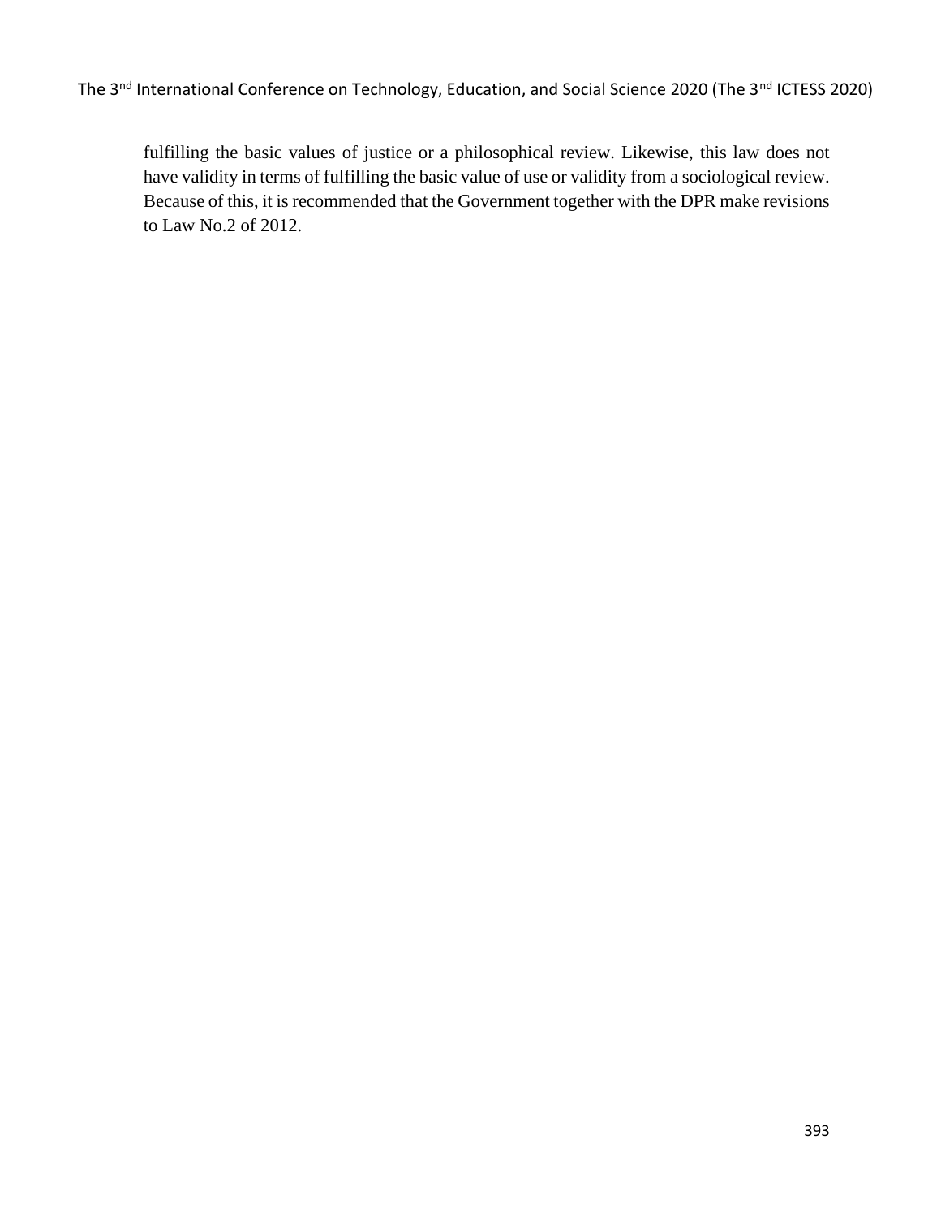fulfilling the basic values of justice or a philosophical review. Likewise, this law does not have validity in terms of fulfilling the basic value of use or validity from a sociological review. Because of this, it is recommended that the Government together with the DPR make revisions to Law No.2 of 2012.